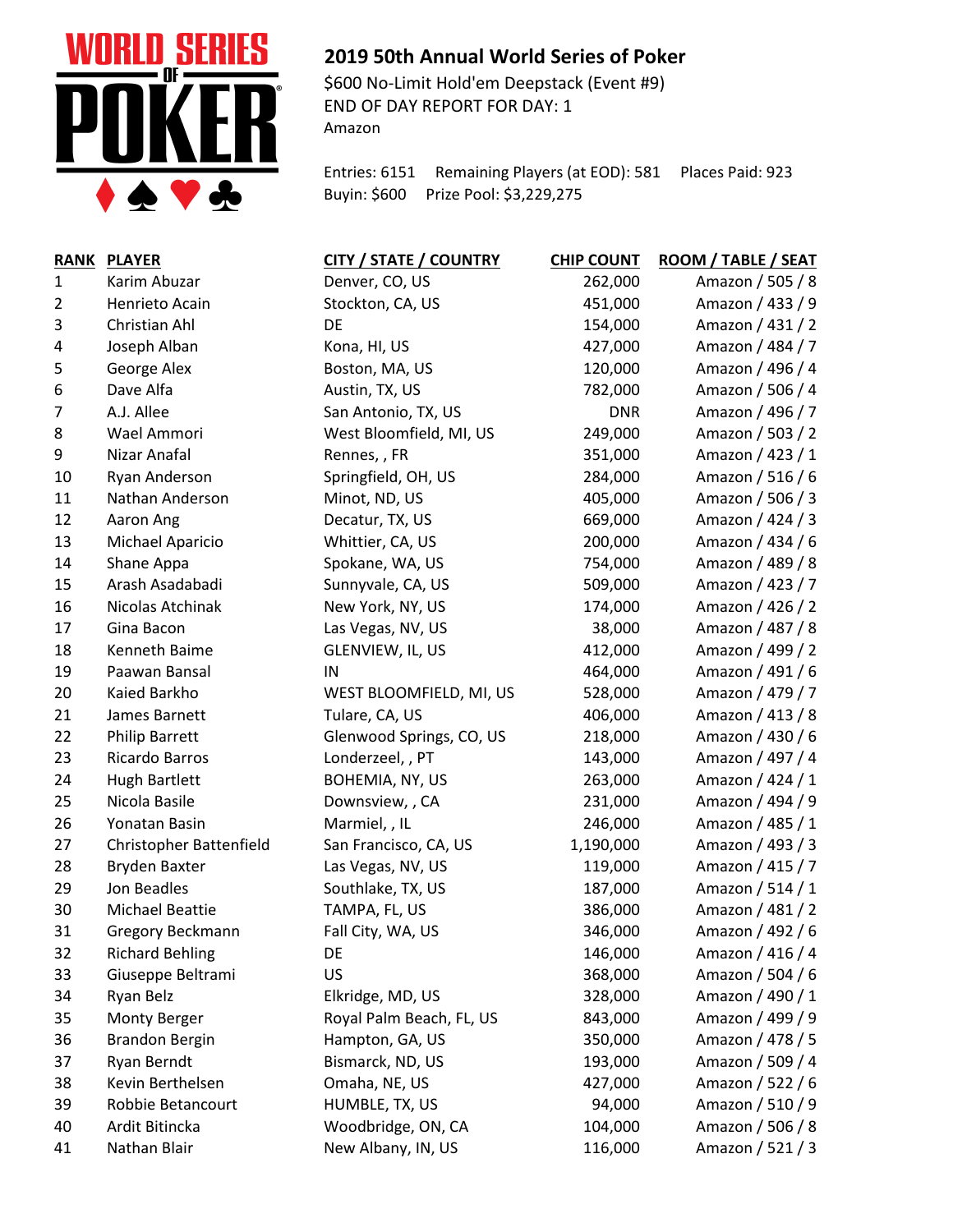## 2019 50th Annual World Series of Poker

$600 No-Limit Hold'em Deepstack (Event #9)
END OF DAY REPORT FOR DAY: 1
Amazon

Entries: 6151 Remaining Players (at EOD): 581 Places Paid: 923
Buyin: $600 Prize Pool: $3,229,275

| RANK | PLAYER | CITY / STATE / COUNTRY | CHIP COUNT | ROOM / TABLE / SEAT |
|---|---|---|---|---|
| 1 | Karim Abuzar | Denver, CO, US | 262,000 | Amazon / 505 / 8 |
| 2 | Henrieto Acain | Stockton, CA, US | 451,000 | Amazon / 433 / 9 |
| 3 | Christian Ahl | DE | 154,000 | Amazon / 431 / 2 |
| 4 | Joseph Alban | Kona, HI, US | 427,000 | Amazon / 484 / 7 |
| 5 | George Alex | Boston, MA, US | 120,000 | Amazon / 496 / 4 |
| 6 | Dave Alfa | Austin, TX, US | 782,000 | Amazon / 506 / 4 |
| 7 | A.J. Allee | San Antonio, TX, US | DNR | Amazon / 496 / 7 |
| 8 | Wael Ammori | West Bloomfield, MI, US | 249,000 | Amazon / 503 / 2 |
| 9 | Nizar Anafal | Rennes, , FR | 351,000 | Amazon / 423 / 1 |
| 10 | Ryan Anderson | Springfield, OH, US | 284,000 | Amazon / 516 / 6 |
| 11 | Nathan Anderson | Minot, ND, US | 405,000 | Amazon / 506 / 3 |
| 12 | Aaron Ang | Decatur, TX, US | 669,000 | Amazon / 424 / 3 |
| 13 | Michael Aparicio | Whittier, CA, US | 200,000 | Amazon / 434 / 6 |
| 14 | Shane Appa | Spokane, WA, US | 754,000 | Amazon / 489 / 8 |
| 15 | Arash Asadabadi | Sunnyvale, CA, US | 509,000 | Amazon / 423 / 7 |
| 16 | Nicolas Atchinak | New York, NY, US | 174,000 | Amazon / 426 / 2 |
| 17 | Gina Bacon | Las Vegas, NV, US | 38,000 | Amazon / 487 / 8 |
| 18 | Kenneth Baime | GLENVIEW, IL, US | 412,000 | Amazon / 499 / 2 |
| 19 | Paawan Bansal | IN | 464,000 | Amazon / 491 / 6 |
| 20 | Kaied Barkho | WEST BLOOMFIELD, MI, US | 528,000 | Amazon / 479 / 7 |
| 21 | James Barnett | Tulare, CA, US | 406,000 | Amazon / 413 / 8 |
| 22 | Philip Barrett | Glenwood Springs, CO, US | 218,000 | Amazon / 430 / 6 |
| 23 | Ricardo Barros | Londerzeel, , PT | 143,000 | Amazon / 497 / 4 |
| 24 | Hugh Bartlett | BOHEMIA, NY, US | 263,000 | Amazon / 424 / 1 |
| 25 | Nicola Basile | Downsview, , CA | 231,000 | Amazon / 494 / 9 |
| 26 | Yonatan Basin | Marmiel, , IL | 246,000 | Amazon / 485 / 1 |
| 27 | Christopher Battenfield | San Francisco, CA, US | 1,190,000 | Amazon / 493 / 3 |
| 28 | Bryden Baxter | Las Vegas, NV, US | 119,000 | Amazon / 415 / 7 |
| 29 | Jon Beadles | Southlake, TX, US | 187,000 | Amazon / 514 / 1 |
| 30 | Michael Beattie | TAMPA, FL, US | 386,000 | Amazon / 481 / 2 |
| 31 | Gregory Beckmann | Fall City, WA, US | 346,000 | Amazon / 492 / 6 |
| 32 | Richard Behling | DE | 146,000 | Amazon / 416 / 4 |
| 33 | Giuseppe Beltrami | US | 368,000 | Amazon / 504 / 6 |
| 34 | Ryan Belz | Elkridge, MD, US | 328,000 | Amazon / 490 / 1 |
| 35 | Monty Berger | Royal Palm Beach, FL, US | 843,000 | Amazon / 499 / 9 |
| 36 | Brandon Bergin | Hampton, GA, US | 350,000 | Amazon / 478 / 5 |
| 37 | Ryan Berndt | Bismarck, ND, US | 193,000 | Amazon / 509 / 4 |
| 38 | Kevin Berthelsen | Omaha, NE, US | 427,000 | Amazon / 522 / 6 |
| 39 | Robbie Betancourt | HUMBLE, TX, US | 94,000 | Amazon / 510 / 9 |
| 40 | Ardit Bitincka | Woodbridge, ON, CA | 104,000 | Amazon / 506 / 8 |
| 41 | Nathan Blair | New Albany, IN, US | 116,000 | Amazon / 521 / 3 |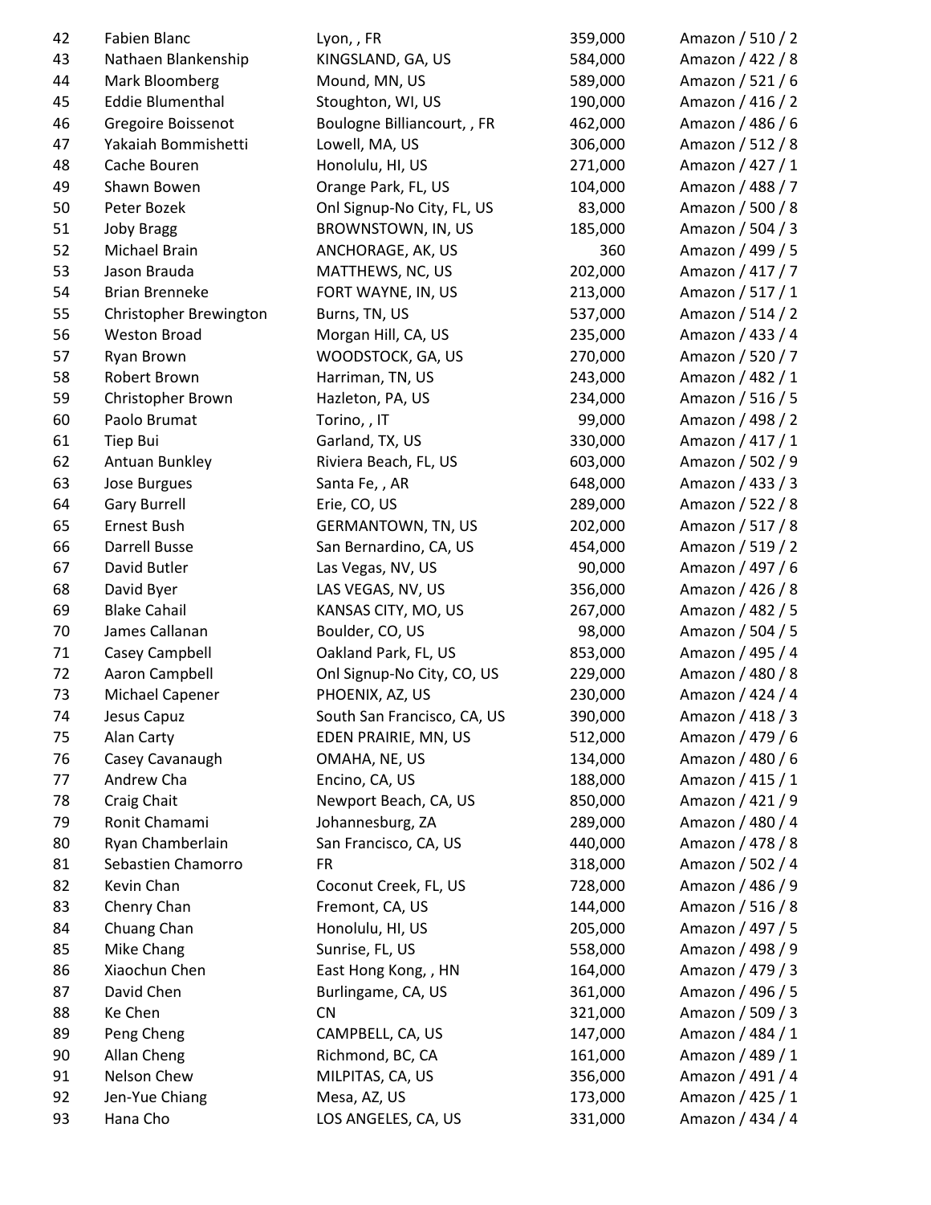| | | | | |
|---|---|---|---|---|
| 42 | Fabien Blanc | Lyon, , FR | 359,000 | Amazon / 510 / 2 |
| 43 | Nathaen Blankenship | KINGSLAND, GA, US | 584,000 | Amazon / 422 / 8 |
| 44 | Mark Bloomberg | Mound, MN, US | 589,000 | Amazon / 521 / 6 |
| 45 | Eddie Blumenthal | Stoughton, WI, US | 190,000 | Amazon / 416 / 2 |
| 46 | Gregoire Boissenot | Boulogne Billiancourt, , FR | 462,000 | Amazon / 486 / 6 |
| 47 | Yakaiah Bommishetti | Lowell, MA, US | 306,000 | Amazon / 512 / 8 |
| 48 | Cache Bouren | Honolulu, HI, US | 271,000 | Amazon / 427 / 1 |
| 49 | Shawn Bowen | Orange Park, FL, US | 104,000 | Amazon / 488 / 7 |
| 50 | Peter Bozek | Onl Signup-No City, FL, US | 83,000 | Amazon / 500 / 8 |
| 51 | Joby Bragg | BROWNSTOWN, IN, US | 185,000 | Amazon / 504 / 3 |
| 52 | Michael Brain | ANCHORAGE, AK, US | 360 | Amazon / 499 / 5 |
| 53 | Jason Brauda | MATTHEWS, NC, US | 202,000 | Amazon / 417 / 7 |
| 54 | Brian Brenneke | FORT WAYNE, IN, US | 213,000 | Amazon / 517 / 1 |
| 55 | Christopher Brewington | Burns, TN, US | 537,000 | Amazon / 514 / 2 |
| 56 | Weston Broad | Morgan Hill, CA, US | 235,000 | Amazon / 433 / 4 |
| 57 | Ryan Brown | WOODSTOCK, GA, US | 270,000 | Amazon / 520 / 7 |
| 58 | Robert Brown | Harriman, TN, US | 243,000 | Amazon / 482 / 1 |
| 59 | Christopher Brown | Hazleton, PA, US | 234,000 | Amazon / 516 / 5 |
| 60 | Paolo Brumat | Torino, , IT | 99,000 | Amazon / 498 / 2 |
| 61 | Tiep Bui | Garland, TX, US | 330,000 | Amazon / 417 / 1 |
| 62 | Antuan Bunkley | Riviera Beach, FL, US | 603,000 | Amazon / 502 / 9 |
| 63 | Jose Burgues | Santa Fe, , AR | 648,000 | Amazon / 433 / 3 |
| 64 | Gary Burrell | Erie, CO, US | 289,000 | Amazon / 522 / 8 |
| 65 | Ernest Bush | GERMANTOWN, TN, US | 202,000 | Amazon / 517 / 8 |
| 66 | Darrell Busse | San Bernardino, CA, US | 454,000 | Amazon / 519 / 2 |
| 67 | David Butler | Las Vegas, NV, US | 90,000 | Amazon / 497 / 6 |
| 68 | David Byer | LAS VEGAS, NV, US | 356,000 | Amazon / 426 / 8 |
| 69 | Blake Cahail | KANSAS CITY, MO, US | 267,000 | Amazon / 482 / 5 |
| 70 | James Callanan | Boulder, CO, US | 98,000 | Amazon / 504 / 5 |
| 71 | Casey Campbell | Oakland Park, FL, US | 853,000 | Amazon / 495 / 4 |
| 72 | Aaron Campbell | Onl Signup-No City, CO, US | 229,000 | Amazon / 480 / 8 |
| 73 | Michael Capener | PHOENIX, AZ, US | 230,000 | Amazon / 424 / 4 |
| 74 | Jesus Capuz | South San Francisco, CA, US | 390,000 | Amazon / 418 / 3 |
| 75 | Alan Carty | EDEN PRAIRIE, MN, US | 512,000 | Amazon / 479 / 6 |
| 76 | Casey Cavanaugh | OMAHA, NE, US | 134,000 | Amazon / 480 / 6 |
| 77 | Andrew Cha | Encino, CA, US | 188,000 | Amazon / 415 / 1 |
| 78 | Craig Chait | Newport Beach, CA, US | 850,000 | Amazon / 421 / 9 |
| 79 | Ronit Chamami | Johannesburg, ZA | 289,000 | Amazon / 480 / 4 |
| 80 | Ryan Chamberlain | San Francisco, CA, US | 440,000 | Amazon / 478 / 8 |
| 81 | Sebastien Chamorro | FR | 318,000 | Amazon / 502 / 4 |
| 82 | Kevin Chan | Coconut Creek, FL, US | 728,000 | Amazon / 486 / 9 |
| 83 | Chenry Chan | Fremont, CA, US | 144,000 | Amazon / 516 / 8 |
| 84 | Chuang Chan | Honolulu, HI, US | 205,000 | Amazon / 497 / 5 |
| 85 | Mike Chang | Sunrise, FL, US | 558,000 | Amazon / 498 / 9 |
| 86 | Xiaochun Chen | East Hong Kong, , HN | 164,000 | Amazon / 479 / 3 |
| 87 | David Chen | Burlingame, CA, US | 361,000 | Amazon / 496 / 5 |
| 88 | Ke Chen | CN | 321,000 | Amazon / 509 / 3 |
| 89 | Peng Cheng | CAMPBELL, CA, US | 147,000 | Amazon / 484 / 1 |
| 90 | Allan Cheng | Richmond, BC, CA | 161,000 | Amazon / 489 / 1 |
| 91 | Nelson Chew | MILPITAS, CA, US | 356,000 | Amazon / 491 / 4 |
| 92 | Jen-Yue Chiang | Mesa, AZ, US | 173,000 | Amazon / 425 / 1 |
| 93 | Hana Cho | LOS ANGELES, CA, US | 331,000 | Amazon / 434 / 4 |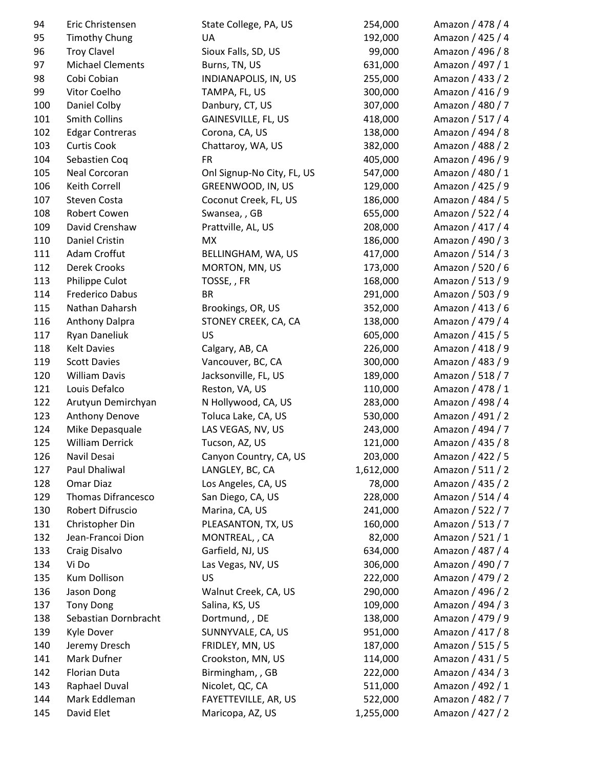| | | | | |
|---|---|---|---|---|
| 94 | Eric Christensen | State College, PA, US | 254,000 | Amazon / 478 / 4 |
| 95 | Timothy Chung | UA | 192,000 | Amazon / 425 / 4 |
| 96 | Troy Clavel | Sioux Falls, SD, US | 99,000 | Amazon / 496 / 8 |
| 97 | Michael Clements | Burns, TN, US | 631,000 | Amazon / 497 / 1 |
| 98 | Cobi Cobian | INDIANAPOLIS, IN, US | 255,000 | Amazon / 433 / 2 |
| 99 | Vitor Coelho | TAMPA, FL, US | 300,000 | Amazon / 416 / 9 |
| 100 | Daniel Colby | Danbury, CT, US | 307,000 | Amazon / 480 / 7 |
| 101 | Smith Collins | GAINESVILLE, FL, US | 418,000 | Amazon / 517 / 4 |
| 102 | Edgar Contreras | Corona, CA, US | 138,000 | Amazon / 494 / 8 |
| 103 | Curtis Cook | Chattaroy, WA, US | 382,000 | Amazon / 488 / 2 |
| 104 | Sebastien Coq | FR | 405,000 | Amazon / 496 / 9 |
| 105 | Neal Corcoran | Onl Signup-No City, FL, US | 547,000 | Amazon / 480 / 1 |
| 106 | Keith Correll | GREENWOOD, IN, US | 129,000 | Amazon / 425 / 9 |
| 107 | Steven Costa | Coconut Creek, FL, US | 186,000 | Amazon / 484 / 5 |
| 108 | Robert Cowen | Swansea, , GB | 655,000 | Amazon / 522 / 4 |
| 109 | David Crenshaw | Prattville, AL, US | 208,000 | Amazon / 417 / 4 |
| 110 | Daniel Cristin | MX | 186,000 | Amazon / 490 / 3 |
| 111 | Adam Croffut | BELLINGHAM, WA, US | 417,000 | Amazon / 514 / 3 |
| 112 | Derek Crooks | MORTON, MN, US | 173,000 | Amazon / 520 / 6 |
| 113 | Philippe Culot | TOSSE, , FR | 168,000 | Amazon / 513 / 9 |
| 114 | Frederico Dabus | BR | 291,000 | Amazon / 503 / 9 |
| 115 | Nathan Daharsh | Brookings, OR, US | 352,000 | Amazon / 413 / 6 |
| 116 | Anthony Dalpra | STONEY CREEK, CA, CA | 138,000 | Amazon / 479 / 4 |
| 117 | Ryan Daneliuk | US | 605,000 | Amazon / 415 / 5 |
| 118 | Kelt Davies | Calgary, AB, CA | 226,000 | Amazon / 418 / 9 |
| 119 | Scott Davies | Vancouver, BC, CA | 300,000 | Amazon / 483 / 9 |
| 120 | William Davis | Jacksonville, FL, US | 189,000 | Amazon / 518 / 7 |
| 121 | Louis Defalco | Reston, VA, US | 110,000 | Amazon / 478 / 1 |
| 122 | Arutyun Demirchyan | N Hollywood, CA, US | 283,000 | Amazon / 498 / 4 |
| 123 | Anthony Denove | Toluca Lake, CA, US | 530,000 | Amazon / 491 / 2 |
| 124 | Mike Depasquale | LAS VEGAS, NV, US | 243,000 | Amazon / 494 / 7 |
| 125 | William Derrick | Tucson, AZ, US | 121,000 | Amazon / 435 / 8 |
| 126 | Navil Desai | Canyon Country, CA, US | 203,000 | Amazon / 422 / 5 |
| 127 | Paul Dhaliwal | LANGLEY, BC, CA | 1,612,000 | Amazon / 511 / 2 |
| 128 | Omar Diaz | Los Angeles, CA, US | 78,000 | Amazon / 435 / 2 |
| 129 | Thomas Difrancesco | San Diego, CA, US | 228,000 | Amazon / 514 / 4 |
| 130 | Robert Difruscio | Marina, CA, US | 241,000 | Amazon / 522 / 7 |
| 131 | Christopher Din | PLEASANTON, TX, US | 160,000 | Amazon / 513 / 7 |
| 132 | Jean-Francoi Dion | MONTREAL, , CA | 82,000 | Amazon / 521 / 1 |
| 133 | Craig Disalvo | Garfield, NJ, US | 634,000 | Amazon / 487 / 4 |
| 134 | Vi Do | Las Vegas, NV, US | 306,000 | Amazon / 490 / 7 |
| 135 | Kum Dollison | US | 222,000 | Amazon / 479 / 2 |
| 136 | Jason Dong | Walnut Creek, CA, US | 290,000 | Amazon / 496 / 2 |
| 137 | Tony Dong | Salina, KS, US | 109,000 | Amazon / 494 / 3 |
| 138 | Sebastian Dornbracht | Dortmund, , DE | 138,000 | Amazon / 479 / 9 |
| 139 | Kyle Dover | SUNNYVALE, CA, US | 951,000 | Amazon / 417 / 8 |
| 140 | Jeremy Dresch | FRIDLEY, MN, US | 187,000 | Amazon / 515 / 5 |
| 141 | Mark Dufner | Crookston, MN, US | 114,000 | Amazon / 431 / 5 |
| 142 | Florian Duta | Birmingham, , GB | 222,000 | Amazon / 434 / 3 |
| 143 | Raphael Duval | Nicolet, QC, CA | 511,000 | Amazon / 492 / 1 |
| 144 | Mark Eddleman | FAYETTEVILLE, AR, US | 522,000 | Amazon / 482 / 7 |
| 145 | David Elet | Maricopa, AZ, US | 1,255,000 | Amazon / 427 / 2 |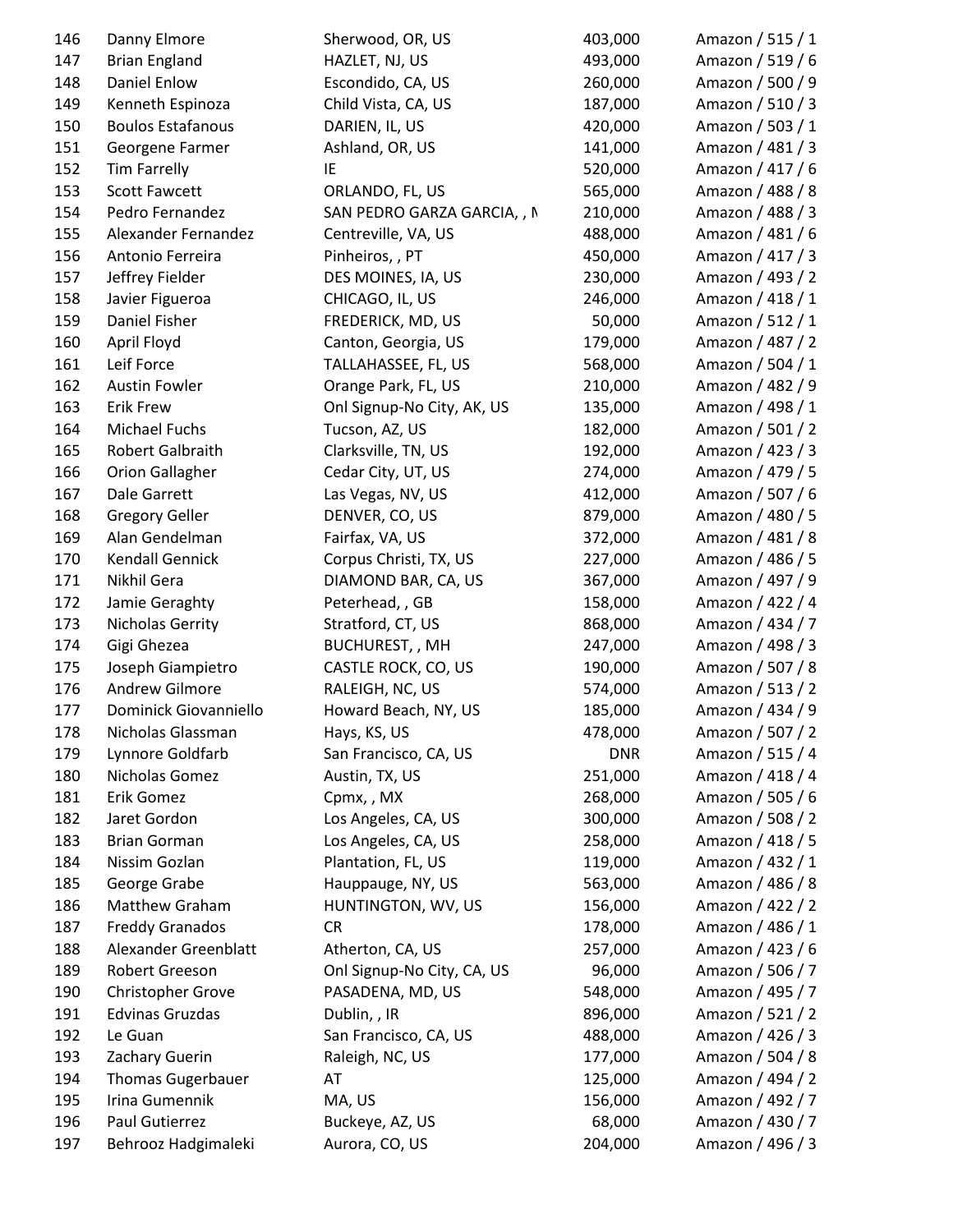| | | | | |
|---|---|---|---|---|
| 146 | Danny Elmore | Sherwood, OR, US | 403,000 | Amazon / 515 / 1 |
| 147 | Brian England | HAZLET, NJ, US | 493,000 | Amazon / 519 / 6 |
| 148 | Daniel Enlow | Escondido, CA, US | 260,000 | Amazon / 500 / 9 |
| 149 | Kenneth Espinoza | Child Vista, CA, US | 187,000 | Amazon / 510 / 3 |
| 150 | Boulos Estafanous | DARIEN, IL, US | 420,000 | Amazon / 503 / 1 |
| 151 | Georgene Farmer | Ashland, OR, US | 141,000 | Amazon / 481 / 3 |
| 152 | Tim Farrelly | IE | 520,000 | Amazon / 417 / 6 |
| 153 | Scott Fawcett | ORLANDO, FL, US | 565,000 | Amazon / 488 / 8 |
| 154 | Pedro Fernandez | SAN PEDRO GARZA GARCIA, , N | 210,000 | Amazon / 488 / 3 |
| 155 | Alexander Fernandez | Centreville, VA, US | 488,000 | Amazon / 481 / 6 |
| 156 | Antonio Ferreira | Pinheiros, , PT | 450,000 | Amazon / 417 / 3 |
| 157 | Jeffrey Fielder | DES MOINES, IA, US | 230,000 | Amazon / 493 / 2 |
| 158 | Javier Figueroa | CHICAGO, IL, US | 246,000 | Amazon / 418 / 1 |
| 159 | Daniel Fisher | FREDERICK, MD, US | 50,000 | Amazon / 512 / 1 |
| 160 | April Floyd | Canton, Georgia, US | 179,000 | Amazon / 487 / 2 |
| 161 | Leif Force | TALLAHASSEE, FL, US | 568,000 | Amazon / 504 / 1 |
| 162 | Austin Fowler | Orange Park, FL, US | 210,000 | Amazon / 482 / 9 |
| 163 | Erik Frew | Onl Signup-No City, AK, US | 135,000 | Amazon / 498 / 1 |
| 164 | Michael Fuchs | Tucson, AZ, US | 182,000 | Amazon / 501 / 2 |
| 165 | Robert Galbraith | Clarksville, TN, US | 192,000 | Amazon / 423 / 3 |
| 166 | Orion Gallagher | Cedar City, UT, US | 274,000 | Amazon / 479 / 5 |
| 167 | Dale Garrett | Las Vegas, NV, US | 412,000 | Amazon / 507 / 6 |
| 168 | Gregory Geller | DENVER, CO, US | 879,000 | Amazon / 480 / 5 |
| 169 | Alan Gendelman | Fairfax, VA, US | 372,000 | Amazon / 481 / 8 |
| 170 | Kendall Gennick | Corpus Christi, TX, US | 227,000 | Amazon / 486 / 5 |
| 171 | Nikhil Gera | DIAMOND BAR, CA, US | 367,000 | Amazon / 497 / 9 |
| 172 | Jamie Geraghty | Peterhead, , GB | 158,000 | Amazon / 422 / 4 |
| 173 | Nicholas Gerrity | Stratford, CT, US | 868,000 | Amazon / 434 / 7 |
| 174 | Gigi Ghezea | BUCHUREST, , MH | 247,000 | Amazon / 498 / 3 |
| 175 | Joseph Giampietro | CASTLE ROCK, CO, US | 190,000 | Amazon / 507 / 8 |
| 176 | Andrew Gilmore | RALEIGH, NC, US | 574,000 | Amazon / 513 / 2 |
| 177 | Dominick Giovanniello | Howard Beach, NY, US | 185,000 | Amazon / 434 / 9 |
| 178 | Nicholas Glassman | Hays, KS, US | 478,000 | Amazon / 507 / 2 |
| 179 | Lynnore Goldfarb | San Francisco, CA, US | DNR | Amazon / 515 / 4 |
| 180 | Nicholas Gomez | Austin, TX, US | 251,000 | Amazon / 418 / 4 |
| 181 | Erik Gomez | Cpmx, , MX | 268,000 | Amazon / 505 / 6 |
| 182 | Jaret Gordon | Los Angeles, CA, US | 300,000 | Amazon / 508 / 2 |
| 183 | Brian Gorman | Los Angeles, CA, US | 258,000 | Amazon / 418 / 5 |
| 184 | Nissim Gozlan | Plantation, FL, US | 119,000 | Amazon / 432 / 1 |
| 185 | George Grabe | Hauppauge, NY, US | 563,000 | Amazon / 486 / 8 |
| 186 | Matthew Graham | HUNTINGTON, WV, US | 156,000 | Amazon / 422 / 2 |
| 187 | Freddy Granados | CR | 178,000 | Amazon / 486 / 1 |
| 188 | Alexander Greenblatt | Atherton, CA, US | 257,000 | Amazon / 423 / 6 |
| 189 | Robert Greeson | Onl Signup-No City, CA, US | 96,000 | Amazon / 506 / 7 |
| 190 | Christopher Grove | PASADENA, MD, US | 548,000 | Amazon / 495 / 7 |
| 191 | Edvinas Gruzdas | Dublin, , IR | 896,000 | Amazon / 521 / 2 |
| 192 | Le Guan | San Francisco, CA, US | 488,000 | Amazon / 426 / 3 |
| 193 | Zachary Guerin | Raleigh, NC, US | 177,000 | Amazon / 504 / 8 |
| 194 | Thomas Gugerbauer | AT | 125,000 | Amazon / 494 / 2 |
| 195 | Irina Gumennik | MA, US | 156,000 | Amazon / 492 / 7 |
| 196 | Paul Gutierrez | Buckeye, AZ, US | 68,000 | Amazon / 430 / 7 |
| 197 | Behrooz Hadgimaleki | Aurora, CO, US | 204,000 | Amazon / 496 / 3 |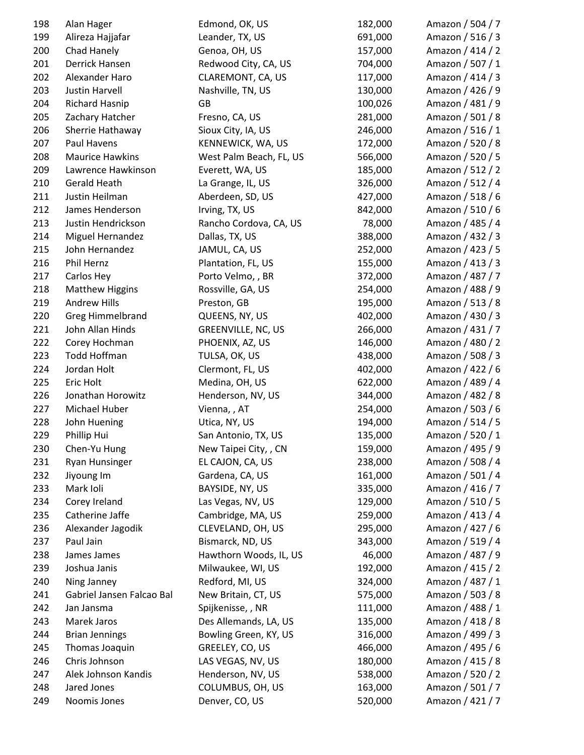| | | | | |
|---|---|---|---|---|
| 198 | Alan Hager | Edmond, OK, US | 182,000 | Amazon / 504 / 7 |
| 199 | Alireza Hajjafar | Leander, TX, US | 691,000 | Amazon / 516 / 3 |
| 200 | Chad Hanely | Genoa, OH, US | 157,000 | Amazon / 414 / 2 |
| 201 | Derrick Hansen | Redwood City, CA, US | 704,000 | Amazon / 507 / 1 |
| 202 | Alexander Haro | CLAREMONT, CA, US | 117,000 | Amazon / 414 / 3 |
| 203 | Justin Harvell | Nashville, TN, US | 130,000 | Amazon / 426 / 9 |
| 204 | Richard Hasnip | GB | 100,026 | Amazon / 481 / 9 |
| 205 | Zachary Hatcher | Fresno, CA, US | 281,000 | Amazon / 501 / 8 |
| 206 | Sherrie Hathaway | Sioux City, IA, US | 246,000 | Amazon / 516 / 1 |
| 207 | Paul Havens | KENNEWICK, WA, US | 172,000 | Amazon / 520 / 8 |
| 208 | Maurice Hawkins | West Palm Beach, FL, US | 566,000 | Amazon / 520 / 5 |
| 209 | Lawrence Hawkinson | Everett, WA, US | 185,000 | Amazon / 512 / 2 |
| 210 | Gerald Heath | La Grange, IL, US | 326,000 | Amazon / 512 / 4 |
| 211 | Justin Heilman | Aberdeen, SD, US | 427,000 | Amazon / 518 / 6 |
| 212 | James Henderson | Irving, TX, US | 842,000 | Amazon / 510 / 6 |
| 213 | Justin Hendrickson | Rancho Cordova, CA, US | 78,000 | Amazon / 485 / 4 |
| 214 | Miguel Hernandez | Dallas, TX, US | 388,000 | Amazon / 432 / 3 |
| 215 | John Hernandez | JAMUL, CA, US | 252,000 | Amazon / 423 / 5 |
| 216 | Phil Hernz | Plantation, FL, US | 155,000 | Amazon / 413 / 3 |
| 217 | Carlos Hey | Porto Velmo, , BR | 372,000 | Amazon / 487 / 7 |
| 218 | Matthew Higgins | Rossville, GA, US | 254,000 | Amazon / 488 / 9 |
| 219 | Andrew Hills | Preston, GB | 195,000 | Amazon / 513 / 8 |
| 220 | Greg Himmelbrand | QUEENS, NY, US | 402,000 | Amazon / 430 / 3 |
| 221 | John Allan Hinds | GREENVILLE, NC, US | 266,000 | Amazon / 431 / 7 |
| 222 | Corey Hochman | PHOENIX, AZ, US | 146,000 | Amazon / 480 / 2 |
| 223 | Todd Hoffman | TULSA, OK, US | 438,000 | Amazon / 508 / 3 |
| 224 | Jordan Holt | Clermont, FL, US | 402,000 | Amazon / 422 / 6 |
| 225 | Eric Holt | Medina, OH, US | 622,000 | Amazon / 489 / 4 |
| 226 | Jonathan Horowitz | Henderson, NV, US | 344,000 | Amazon / 482 / 8 |
| 227 | Michael Huber | Vienna, , AT | 254,000 | Amazon / 503 / 6 |
| 228 | John Huening | Utica, NY, US | 194,000 | Amazon / 514 / 5 |
| 229 | Phillip Hui | San Antonio, TX, US | 135,000 | Amazon / 520 / 1 |
| 230 | Chen-Yu Hung | New Taipei City, , CN | 159,000 | Amazon / 495 / 9 |
| 231 | Ryan Hunsinger | EL CAJON, CA, US | 238,000 | Amazon / 508 / 4 |
| 232 | Jiyoung Im | Gardena, CA, US | 161,000 | Amazon / 501 / 4 |
| 233 | Mark Ioli | BAYSIDE, NY, US | 335,000 | Amazon / 416 / 7 |
| 234 | Corey Ireland | Las Vegas, NV, US | 129,000 | Amazon / 510 / 5 |
| 235 | Catherine Jaffe | Cambridge, MA, US | 259,000 | Amazon / 413 / 4 |
| 236 | Alexander Jagodik | CLEVELAND, OH, US | 295,000 | Amazon / 427 / 6 |
| 237 | Paul Jain | Bismarck, ND, US | 343,000 | Amazon / 519 / 4 |
| 238 | James James | Hawthorn Woods, IL, US | 46,000 | Amazon / 487 / 9 |
| 239 | Joshua Janis | Milwaukee, WI, US | 192,000 | Amazon / 415 / 2 |
| 240 | Ning Janney | Redford, MI, US | 324,000 | Amazon / 487 / 1 |
| 241 | Gabriel Jansen Falcao Bal | New Britain, CT, US | 575,000 | Amazon / 503 / 8 |
| 242 | Jan Jansma | Spijkenisse, , NR | 111,000 | Amazon / 488 / 1 |
| 243 | Marek Jaros | Des Allemands, LA, US | 135,000 | Amazon / 418 / 8 |
| 244 | Brian Jennings | Bowling Green, KY, US | 316,000 | Amazon / 499 / 3 |
| 245 | Thomas Joaquin | GREELEY, CO, US | 466,000 | Amazon / 495 / 6 |
| 246 | Chris Johnson | LAS VEGAS, NV, US | 180,000 | Amazon / 415 / 8 |
| 247 | Alek Johnson Kandis | Henderson, NV, US | 538,000 | Amazon / 520 / 2 |
| 248 | Jared Jones | COLUMBUS, OH, US | 163,000 | Amazon / 501 / 7 |
| 249 | Noomis Jones | Denver, CO, US | 520,000 | Amazon / 421 / 7 |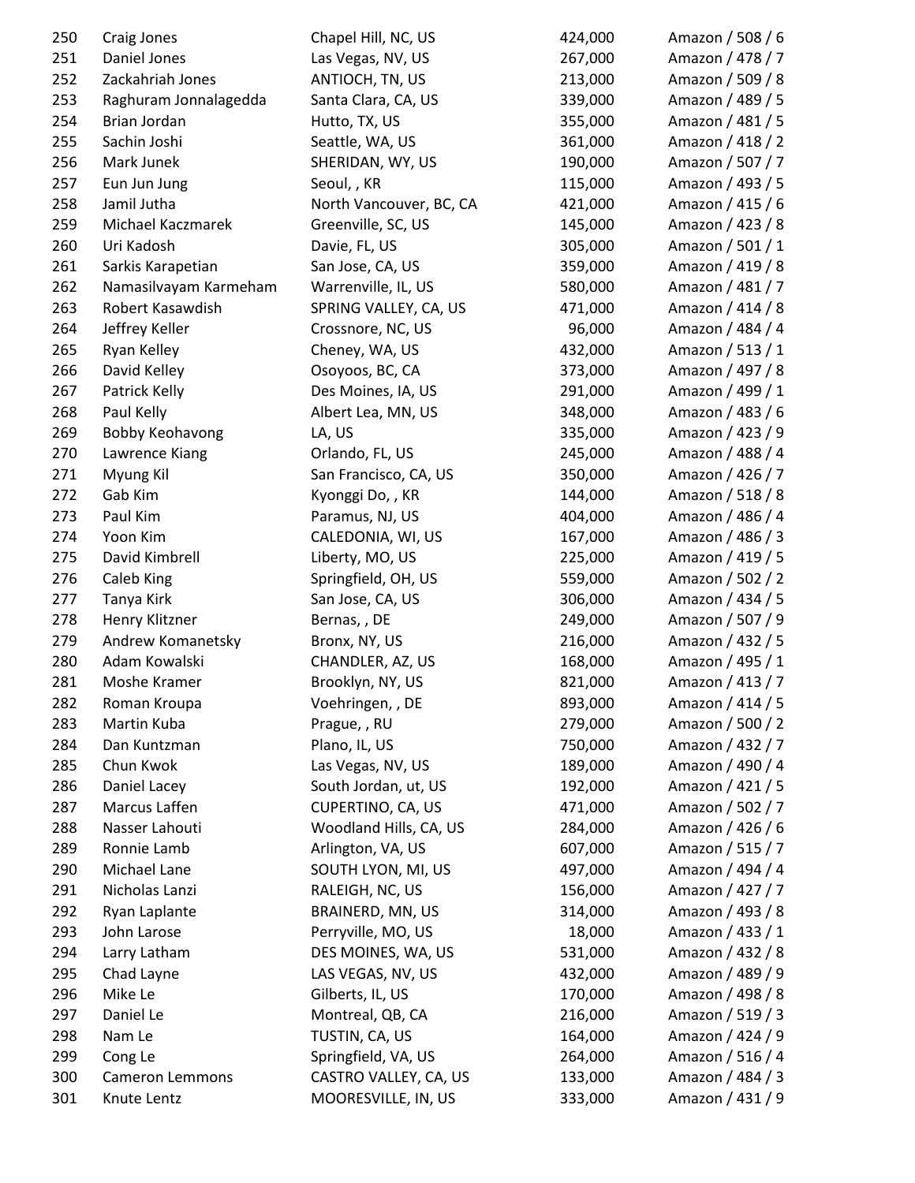| | | | | |
|---|---|---|---|---|
| 250 | Craig Jones | Chapel Hill, NC, US | 424,000 | Amazon / 508 / 6 |
| 251 | Daniel Jones | Las Vegas, NV, US | 267,000 | Amazon / 478 / 7 |
| 252 | Zackahriah Jones | ANTIOCH, TN, US | 213,000 | Amazon / 509 / 8 |
| 253 | Raghuram Jonnalagedda | Santa Clara, CA, US | 339,000 | Amazon / 489 / 5 |
| 254 | Brian Jordan | Hutto, TX, US | 355,000 | Amazon / 481 / 5 |
| 255 | Sachin Joshi | Seattle, WA, US | 361,000 | Amazon / 418 / 2 |
| 256 | Mark Junek | SHERIDAN, WY, US | 190,000 | Amazon / 507 / 7 |
| 257 | Eun Jun Jung | Seoul, , KR | 115,000 | Amazon / 493 / 5 |
| 258 | Jamil Jutha | North Vancouver, BC, CA | 421,000 | Amazon / 415 / 6 |
| 259 | Michael Kaczmarek | Greenville, SC, US | 145,000 | Amazon / 423 / 8 |
| 260 | Uri Kadosh | Davie, FL, US | 305,000 | Amazon / 501 / 1 |
| 261 | Sarkis Karapetian | San Jose, CA, US | 359,000 | Amazon / 419 / 8 |
| 262 | Namasilvayam Karmeham | Warrenville, IL, US | 580,000 | Amazon / 481 / 7 |
| 263 | Robert Kasawdish | SPRING VALLEY, CA, US | 471,000 | Amazon / 414 / 8 |
| 264 | Jeffrey Keller | Crossnore, NC, US | 96,000 | Amazon / 484 / 4 |
| 265 | Ryan Kelley | Cheney, WA, US | 432,000 | Amazon / 513 / 1 |
| 266 | David Kelley | Osoyoos, BC, CA | 373,000 | Amazon / 497 / 8 |
| 267 | Patrick Kelly | Des Moines, IA, US | 291,000 | Amazon / 499 / 1 |
| 268 | Paul Kelly | Albert Lea, MN, US | 348,000 | Amazon / 483 / 6 |
| 269 | Bobby Keohavong | LA, US | 335,000 | Amazon / 423 / 9 |
| 270 | Lawrence Kiang | Orlando, FL, US | 245,000 | Amazon / 488 / 4 |
| 271 | Myung Kil | San Francisco, CA, US | 350,000 | Amazon / 426 / 7 |
| 272 | Gab Kim | Kyonggi Do, , KR | 144,000 | Amazon / 518 / 8 |
| 273 | Paul Kim | Paramus, NJ, US | 404,000 | Amazon / 486 / 4 |
| 274 | Yoon Kim | CALEDONIA, WI, US | 167,000 | Amazon / 486 / 3 |
| 275 | David Kimbrell | Liberty, MO, US | 225,000 | Amazon / 419 / 5 |
| 276 | Caleb King | Springfield, OH, US | 559,000 | Amazon / 502 / 2 |
| 277 | Tanya Kirk | San Jose, CA, US | 306,000 | Amazon / 434 / 5 |
| 278 | Henry Klitzner | Bernas, , DE | 249,000 | Amazon / 507 / 9 |
| 279 | Andrew Komanetsky | Bronx, NY, US | 216,000 | Amazon / 432 / 5 |
| 280 | Adam Kowalski | CHANDLER, AZ, US | 168,000 | Amazon / 495 / 1 |
| 281 | Moshe Kramer | Brooklyn, NY, US | 821,000 | Amazon / 413 / 7 |
| 282 | Roman Kroupa | Voehringen, , DE | 893,000 | Amazon / 414 / 5 |
| 283 | Martin Kuba | Prague, , RU | 279,000 | Amazon / 500 / 2 |
| 284 | Dan Kuntzman | Plano, IL, US | 750,000 | Amazon / 432 / 7 |
| 285 | Chun Kwok | Las Vegas, NV, US | 189,000 | Amazon / 490 / 4 |
| 286 | Daniel Lacey | South Jordan, ut, US | 192,000 | Amazon / 421 / 5 |
| 287 | Marcus Laffen | CUPERTINO, CA, US | 471,000 | Amazon / 502 / 7 |
| 288 | Nasser Lahouti | Woodland Hills, CA, US | 284,000 | Amazon / 426 / 6 |
| 289 | Ronnie Lamb | Arlington, VA, US | 607,000 | Amazon / 515 / 7 |
| 290 | Michael Lane | SOUTH LYON, MI, US | 497,000 | Amazon / 494 / 4 |
| 291 | Nicholas Lanzi | RALEIGH, NC, US | 156,000 | Amazon / 427 / 7 |
| 292 | Ryan Laplante | BRAINERD, MN, US | 314,000 | Amazon / 493 / 8 |
| 293 | John Larose | Perryville, MO, US | 18,000 | Amazon / 433 / 1 |
| 294 | Larry Latham | DES MOINES, WA, US | 531,000 | Amazon / 432 / 8 |
| 295 | Chad Layne | LAS VEGAS, NV, US | 432,000 | Amazon / 489 / 9 |
| 296 | Mike Le | Gilberts, IL, US | 170,000 | Amazon / 498 / 8 |
| 297 | Daniel Le | Montreal, QB, CA | 216,000 | Amazon / 519 / 3 |
| 298 | Nam Le | TUSTIN, CA, US | 164,000 | Amazon / 424 / 9 |
| 299 | Cong Le | Springfield, VA, US | 264,000 | Amazon / 516 / 4 |
| 300 | Cameron Lemmons | CASTRO VALLEY, CA, US | 133,000 | Amazon / 484 / 3 |
| 301 | Knute Lentz | MOORESVILLE, IN, US | 333,000 | Amazon / 431 / 9 |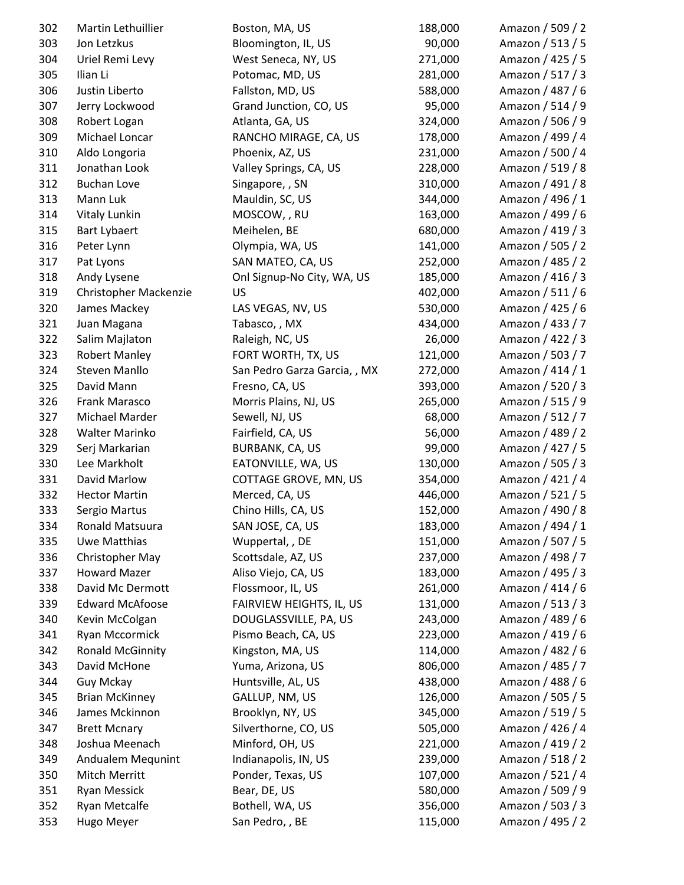| | | | | |
|---|---|---|---|---|
| 302 | Martin Lethuillier | Boston, MA, US | 188,000 | Amazon / 509 / 2 |
| 303 | Jon Letzkus | Bloomington, IL, US | 90,000 | Amazon / 513 / 5 |
| 304 | Uriel Remi Levy | West Seneca, NY, US | 271,000 | Amazon / 425 / 5 |
| 305 | Ilian Li | Potomac, MD, US | 281,000 | Amazon / 517 / 3 |
| 306 | Justin Liberto | Fallston, MD, US | 588,000 | Amazon / 487 / 6 |
| 307 | Jerry Lockwood | Grand Junction, CO, US | 95,000 | Amazon / 514 / 9 |
| 308 | Robert Logan | Atlanta, GA, US | 324,000 | Amazon / 506 / 9 |
| 309 | Michael Loncar | RANCHO MIRAGE, CA, US | 178,000 | Amazon / 499 / 4 |
| 310 | Aldo Longoria | Phoenix, AZ, US | 231,000 | Amazon / 500 / 4 |
| 311 | Jonathan Look | Valley Springs, CA, US | 228,000 | Amazon / 519 / 8 |
| 312 | Buchan Love | Singapore, , SN | 310,000 | Amazon / 491 / 8 |
| 313 | Mann Luk | Mauldin, SC, US | 344,000 | Amazon / 496 / 1 |
| 314 | Vitaly Lunkin | MOSCOW, , RU | 163,000 | Amazon / 499 / 6 |
| 315 | Bart Lybaert | Meihelen, BE | 680,000 | Amazon / 419 / 3 |
| 316 | Peter Lynn | Olympia, WA, US | 141,000 | Amazon / 505 / 2 |
| 317 | Pat Lyons | SAN MATEO, CA, US | 252,000 | Amazon / 485 / 2 |
| 318 | Andy Lysene | Onl Signup-No City, WA, US | 185,000 | Amazon / 416 / 3 |
| 319 | Christopher Mackenzie | US | 402,000 | Amazon / 511 / 6 |
| 320 | James Mackey | LAS VEGAS, NV, US | 530,000 | Amazon / 425 / 6 |
| 321 | Juan Magana | Tabasco, , MX | 434,000 | Amazon / 433 / 7 |
| 322 | Salim Majlaton | Raleigh, NC, US | 26,000 | Amazon / 422 / 3 |
| 323 | Robert Manley | FORT WORTH, TX, US | 121,000 | Amazon / 503 / 7 |
| 324 | Steven Manllo | San Pedro Garza Garcia, , MX | 272,000 | Amazon / 414 / 1 |
| 325 | David Mann | Fresno, CA, US | 393,000 | Amazon / 520 / 3 |
| 326 | Frank Marasco | Morris Plains, NJ, US | 265,000 | Amazon / 515 / 9 |
| 327 | Michael Marder | Sewell, NJ, US | 68,000 | Amazon / 512 / 7 |
| 328 | Walter Marinko | Fairfield, CA, US | 56,000 | Amazon / 489 / 2 |
| 329 | Serj Markarian | BURBANK, CA, US | 99,000 | Amazon / 427 / 5 |
| 330 | Lee Markholt | EATONVILLE, WA, US | 130,000 | Amazon / 505 / 3 |
| 331 | David Marlow | COTTAGE GROVE, MN, US | 354,000 | Amazon / 421 / 4 |
| 332 | Hector Martin | Merced, CA, US | 446,000 | Amazon / 521 / 5 |
| 333 | Sergio Martus | Chino Hills, CA, US | 152,000 | Amazon / 490 / 8 |
| 334 | Ronald Matsuura | SAN JOSE, CA, US | 183,000 | Amazon / 494 / 1 |
| 335 | Uwe Matthias | Wuppertal, , DE | 151,000 | Amazon / 507 / 5 |
| 336 | Christopher May | Scottsdale, AZ, US | 237,000 | Amazon / 498 / 7 |
| 337 | Howard Mazer | Aliso Viejo, CA, US | 183,000 | Amazon / 495 / 3 |
| 338 | David Mc Dermott | Flossmoor, IL, US | 261,000 | Amazon / 414 / 6 |
| 339 | Edward McAfoose | FAIRVIEW HEIGHTS, IL, US | 131,000 | Amazon / 513 / 3 |
| 340 | Kevin McColgan | DOUGLASSVILLE, PA, US | 243,000 | Amazon / 489 / 6 |
| 341 | Ryan Mccormick | Pismo Beach, CA, US | 223,000 | Amazon / 419 / 6 |
| 342 | Ronald McGinnity | Kingston, MA, US | 114,000 | Amazon / 482 / 6 |
| 343 | David McHone | Yuma, Arizona, US | 806,000 | Amazon / 485 / 7 |
| 344 | Guy Mckay | Huntsville, AL, US | 438,000 | Amazon / 488 / 6 |
| 345 | Brian McKinney | GALLUP, NM, US | 126,000 | Amazon / 505 / 5 |
| 346 | James Mckinnon | Brooklyn, NY, US | 345,000 | Amazon / 519 / 5 |
| 347 | Brett Mcnary | Silverthorne, CO, US | 505,000 | Amazon / 426 / 4 |
| 348 | Joshua Meenach | Minford, OH, US | 221,000 | Amazon / 419 / 2 |
| 349 | Andualem Mequnint | Indianapolis, IN, US | 239,000 | Amazon / 518 / 2 |
| 350 | Mitch Merritt | Ponder, Texas, US | 107,000 | Amazon / 521 / 4 |
| 351 | Ryan Messick | Bear, DE, US | 580,000 | Amazon / 509 / 9 |
| 352 | Ryan Metcalfe | Bothell, WA, US | 356,000 | Amazon / 503 / 3 |
| 353 | Hugo Meyer | San Pedro, , BE | 115,000 | Amazon / 495 / 2 |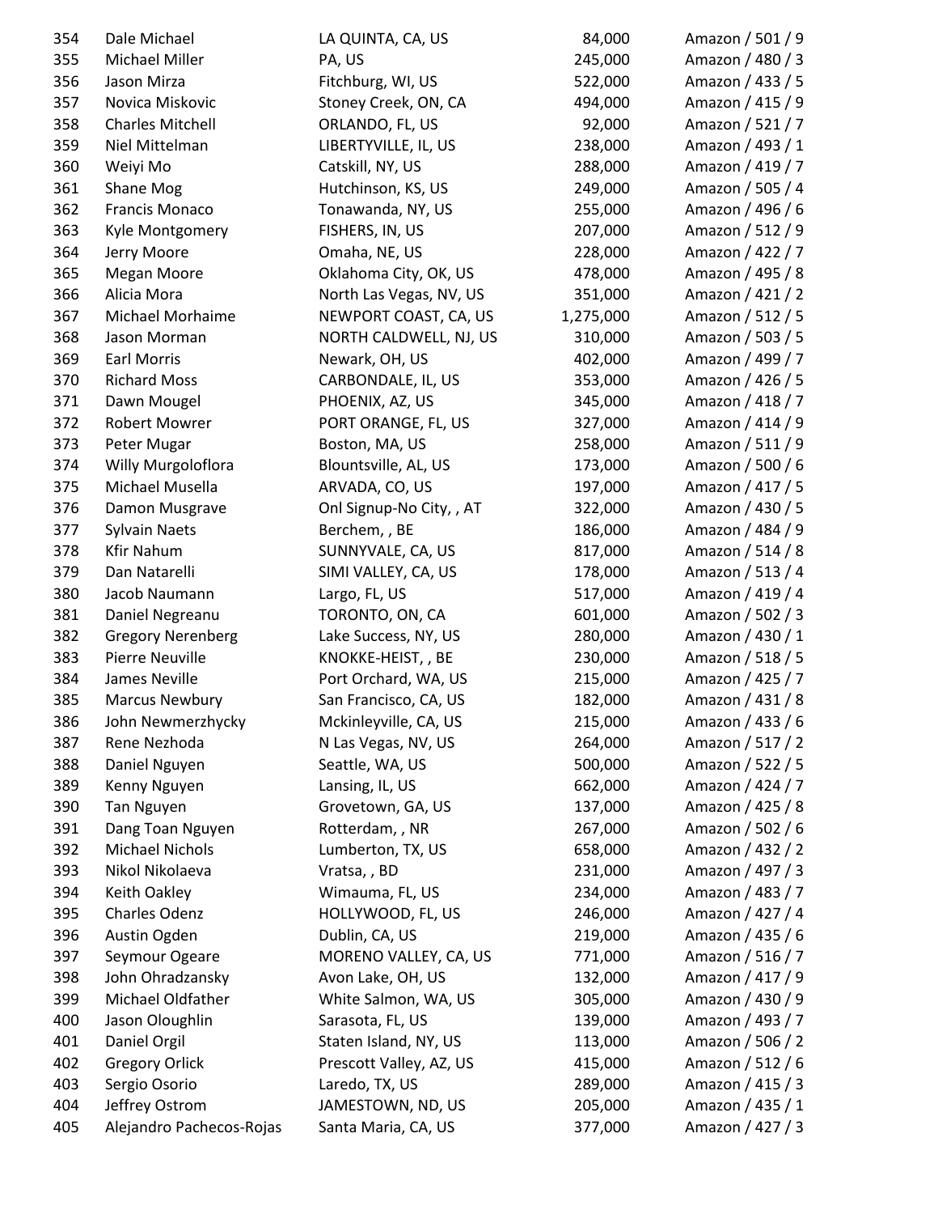| | | | | |
|---|---|---|---|---|
| 354 | Dale Michael | LA QUINTA, CA, US | 84,000 | Amazon / 501 / 9 |
| 355 | Michael Miller | PA, US | 245,000 | Amazon / 480 / 3 |
| 356 | Jason Mirza | Fitchburg, WI, US | 522,000 | Amazon / 433 / 5 |
| 357 | Novica Miskovic | Stoney Creek, ON, CA | 494,000 | Amazon / 415 / 9 |
| 358 | Charles Mitchell | ORLANDO, FL, US | 92,000 | Amazon / 521 / 7 |
| 359 | Niel Mittelman | LIBERTYVILLE, IL, US | 238,000 | Amazon / 493 / 1 |
| 360 | Weiyi Mo | Catskill, NY, US | 288,000 | Amazon / 419 / 7 |
| 361 | Shane Mog | Hutchinson, KS, US | 249,000 | Amazon / 505 / 4 |
| 362 | Francis Monaco | Tonawanda, NY, US | 255,000 | Amazon / 496 / 6 |
| 363 | Kyle Montgomery | FISHERS, IN, US | 207,000 | Amazon / 512 / 9 |
| 364 | Jerry Moore | Omaha, NE, US | 228,000 | Amazon / 422 / 7 |
| 365 | Megan Moore | Oklahoma City, OK, US | 478,000 | Amazon / 495 / 8 |
| 366 | Alicia Mora | North Las Vegas, NV, US | 351,000 | Amazon / 421 / 2 |
| 367 | Michael Morhaime | NEWPORT COAST, CA, US | 1,275,000 | Amazon / 512 / 5 |
| 368 | Jason Morman | NORTH CALDWELL, NJ, US | 310,000 | Amazon / 503 / 5 |
| 369 | Earl Morris | Newark, OH, US | 402,000 | Amazon / 499 / 7 |
| 370 | Richard Moss | CARBONDALE, IL, US | 353,000 | Amazon / 426 / 5 |
| 371 | Dawn Mougel | PHOENIX, AZ, US | 345,000 | Amazon / 418 / 7 |
| 372 | Robert Mowrer | PORT ORANGE, FL, US | 327,000 | Amazon / 414 / 9 |
| 373 | Peter Mugar | Boston, MA, US | 258,000 | Amazon / 511 / 9 |
| 374 | Willy Murgoloflora | Blountsville, AL, US | 173,000 | Amazon / 500 / 6 |
| 375 | Michael Musella | ARVADA, CO, US | 197,000 | Amazon / 417 / 5 |
| 376 | Damon Musgrave | Onl Signup-No City, , AT | 322,000 | Amazon / 430 / 5 |
| 377 | Sylvain Naets | Berchem, , BE | 186,000 | Amazon / 484 / 9 |
| 378 | Kfir Nahum | SUNNYVALE, CA, US | 817,000 | Amazon / 514 / 8 |
| 379 | Dan Natarelli | SIMI VALLEY, CA, US | 178,000 | Amazon / 513 / 4 |
| 380 | Jacob Naumann | Largo, FL, US | 517,000 | Amazon / 419 / 4 |
| 381 | Daniel Negreanu | TORONTO, ON, CA | 601,000 | Amazon / 502 / 3 |
| 382 | Gregory Nerenberg | Lake Success, NY, US | 280,000 | Amazon / 430 / 1 |
| 383 | Pierre Neuville | KNOKKE-HEIST, , BE | 230,000 | Amazon / 518 / 5 |
| 384 | James Neville | Port Orchard, WA, US | 215,000 | Amazon / 425 / 7 |
| 385 | Marcus Newbury | San Francisco, CA, US | 182,000 | Amazon / 431 / 8 |
| 386 | John Newmerzhycky | Mckinleyville, CA, US | 215,000 | Amazon / 433 / 6 |
| 387 | Rene Nezhoda | N Las Vegas, NV, US | 264,000 | Amazon / 517 / 2 |
| 388 | Daniel Nguyen | Seattle, WA, US | 500,000 | Amazon / 522 / 5 |
| 389 | Kenny Nguyen | Lansing, IL, US | 662,000 | Amazon / 424 / 7 |
| 390 | Tan Nguyen | Grovetown, GA, US | 137,000 | Amazon / 425 / 8 |
| 391 | Dang Toan Nguyen | Rotterdam, , NR | 267,000 | Amazon / 502 / 6 |
| 392 | Michael Nichols | Lumberton, TX, US | 658,000 | Amazon / 432 / 2 |
| 393 | Nikol Nikolaeva | Vratsa, , BD | 231,000 | Amazon / 497 / 3 |
| 394 | Keith Oakley | Wimauma, FL, US | 234,000 | Amazon / 483 / 7 |
| 395 | Charles Odenz | HOLLYWOOD, FL, US | 246,000 | Amazon / 427 / 4 |
| 396 | Austin Ogden | Dublin, CA, US | 219,000 | Amazon / 435 / 6 |
| 397 | Seymour Ogeare | MORENO VALLEY, CA, US | 771,000 | Amazon / 516 / 7 |
| 398 | John Ohradzansky | Avon Lake, OH, US | 132,000 | Amazon / 417 / 9 |
| 399 | Michael Oldfather | White Salmon, WA, US | 305,000 | Amazon / 430 / 9 |
| 400 | Jason Oloughlin | Sarasota, FL, US | 139,000 | Amazon / 493 / 7 |
| 401 | Daniel Orgil | Staten Island, NY, US | 113,000 | Amazon / 506 / 2 |
| 402 | Gregory Orlick | Prescott Valley, AZ, US | 415,000 | Amazon / 512 / 6 |
| 403 | Sergio Osorio | Laredo, TX, US | 289,000 | Amazon / 415 / 3 |
| 404 | Jeffrey Ostrom | JAMESTOWN, ND, US | 205,000 | Amazon / 435 / 1 |
| 405 | Alejandro Pachecos-Rojas | Santa Maria, CA, US | 377,000 | Amazon / 427 / 3 |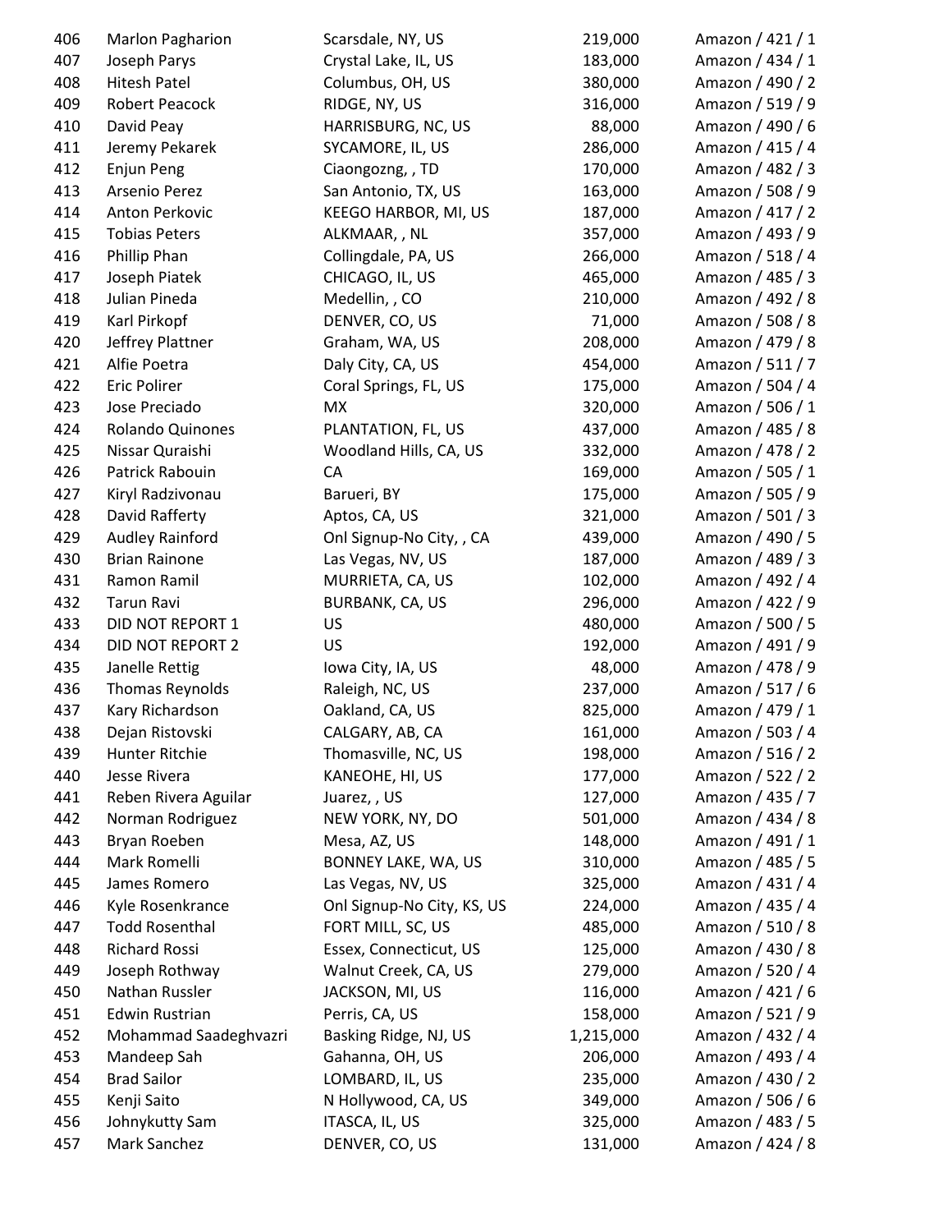| | | | | |
|---|---|---|---|---|
| 406 | Marlon Pagharion | Scarsdale, NY, US | 219,000 | Amazon / 421 / 1 |
| 407 | Joseph Parys | Crystal Lake, IL, US | 183,000 | Amazon / 434 / 1 |
| 408 | Hitesh Patel | Columbus, OH, US | 380,000 | Amazon / 490 / 2 |
| 409 | Robert Peacock | RIDGE, NY, US | 316,000 | Amazon / 519 / 9 |
| 410 | David Peay | HARRISBURG, NC, US | 88,000 | Amazon / 490 / 6 |
| 411 | Jeremy Pekarek | SYCAMORE, IL, US | 286,000 | Amazon / 415 / 4 |
| 412 | Enjun Peng | Ciaongozng, , TD | 170,000 | Amazon / 482 / 3 |
| 413 | Arsenio Perez | San Antonio, TX, US | 163,000 | Amazon / 508 / 9 |
| 414 | Anton Perkovic | KEEGO HARBOR, MI, US | 187,000 | Amazon / 417 / 2 |
| 415 | Tobias Peters | ALKMAAR, , NL | 357,000 | Amazon / 493 / 9 |
| 416 | Phillip Phan | Collingdale, PA, US | 266,000 | Amazon / 518 / 4 |
| 417 | Joseph Piatek | CHICAGO, IL, US | 465,000 | Amazon / 485 / 3 |
| 418 | Julian Pineda | Medellin, , CO | 210,000 | Amazon / 492 / 8 |
| 419 | Karl Pirkopf | DENVER, CO, US | 71,000 | Amazon / 508 / 8 |
| 420 | Jeffrey Plattner | Graham, WA, US | 208,000 | Amazon / 479 / 8 |
| 421 | Alfie Poetra | Daly City, CA, US | 454,000 | Amazon / 511 / 7 |
| 422 | Eric Polirer | Coral Springs, FL, US | 175,000 | Amazon / 504 / 4 |
| 423 | Jose Preciado | MX | 320,000 | Amazon / 506 / 1 |
| 424 | Rolando Quinones | PLANTATION, FL, US | 437,000 | Amazon / 485 / 8 |
| 425 | Nissar Quraishi | Woodland Hills, CA, US | 332,000 | Amazon / 478 / 2 |
| 426 | Patrick Rabouin | CA | 169,000 | Amazon / 505 / 1 |
| 427 | Kiryl Radzivonau | Barueri, BY | 175,000 | Amazon / 505 / 9 |
| 428 | David Rafferty | Aptos, CA, US | 321,000 | Amazon / 501 / 3 |
| 429 | Audley Rainford | Onl Signup-No City, , CA | 439,000 | Amazon / 490 / 5 |
| 430 | Brian Rainone | Las Vegas, NV, US | 187,000 | Amazon / 489 / 3 |
| 431 | Ramon Ramil | MURRIETA, CA, US | 102,000 | Amazon / 492 / 4 |
| 432 | Tarun Ravi | BURBANK, CA, US | 296,000 | Amazon / 422 / 9 |
| 433 | DID NOT REPORT 1 | US | 480,000 | Amazon / 500 / 5 |
| 434 | DID NOT REPORT 2 | US | 192,000 | Amazon / 491 / 9 |
| 435 | Janelle Rettig | Iowa City, IA, US | 48,000 | Amazon / 478 / 9 |
| 436 | Thomas Reynolds | Raleigh, NC, US | 237,000 | Amazon / 517 / 6 |
| 437 | Kary Richardson | Oakland, CA, US | 825,000 | Amazon / 479 / 1 |
| 438 | Dejan Ristovski | CALGARY, AB, CA | 161,000 | Amazon / 503 / 4 |
| 439 | Hunter Ritchie | Thomasville, NC, US | 198,000 | Amazon / 516 / 2 |
| 440 | Jesse Rivera | KANEOHE, HI, US | 177,000 | Amazon / 522 / 2 |
| 441 | Reben Rivera Aguilar | Juarez, , US | 127,000 | Amazon / 435 / 7 |
| 442 | Norman Rodriguez | NEW YORK, NY, DO | 501,000 | Amazon / 434 / 8 |
| 443 | Bryan Roeben | Mesa, AZ, US | 148,000 | Amazon / 491 / 1 |
| 444 | Mark Romelli | BONNEY LAKE, WA, US | 310,000 | Amazon / 485 / 5 |
| 445 | James Romero | Las Vegas, NV, US | 325,000 | Amazon / 431 / 4 |
| 446 | Kyle Rosenkrance | Onl Signup-No City, KS, US | 224,000 | Amazon / 435 / 4 |
| 447 | Todd Rosenthal | FORT MILL, SC, US | 485,000 | Amazon / 510 / 8 |
| 448 | Richard Rossi | Essex, Connecticut, US | 125,000 | Amazon / 430 / 8 |
| 449 | Joseph Rothway | Walnut Creek, CA, US | 279,000 | Amazon / 520 / 4 |
| 450 | Nathan Russler | JACKSON, MI, US | 116,000 | Amazon / 421 / 6 |
| 451 | Edwin Rustrian | Perris, CA, US | 158,000 | Amazon / 521 / 9 |
| 452 | Mohammad Saadeghvazri | Basking Ridge, NJ, US | 1,215,000 | Amazon / 432 / 4 |
| 453 | Mandeep Sah | Gahanna, OH, US | 206,000 | Amazon / 493 / 4 |
| 454 | Brad Sailor | LOMBARD, IL, US | 235,000 | Amazon / 430 / 2 |
| 455 | Kenji Saito | N Hollywood, CA, US | 349,000 | Amazon / 506 / 6 |
| 456 | Johnykutty Sam | ITASCA, IL, US | 325,000 | Amazon / 483 / 5 |
| 457 | Mark Sanchez | DENVER, CO, US | 131,000 | Amazon / 424 / 8 |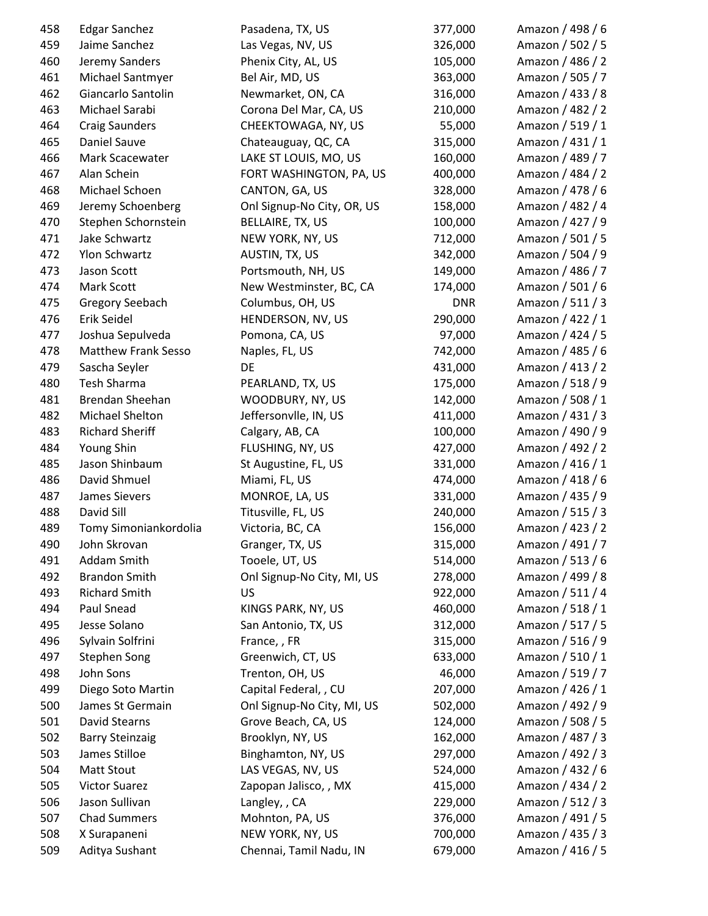| | | | | |
|---|---|---|---|---|
| 458 | Edgar Sanchez | Pasadena, TX, US | 377,000 | Amazon / 498 / 6 |
| 459 | Jaime Sanchez | Las Vegas, NV, US | 326,000 | Amazon / 502 / 5 |
| 460 | Jeremy Sanders | Phenix City, AL, US | 105,000 | Amazon / 486 / 2 |
| 461 | Michael Santmyer | Bel Air, MD, US | 363,000 | Amazon / 505 / 7 |
| 462 | Giancarlo Santolin | Newmarket, ON, CA | 316,000 | Amazon / 433 / 8 |
| 463 | Michael Sarabi | Corona Del Mar, CA, US | 210,000 | Amazon / 482 / 2 |
| 464 | Craig Saunders | CHEEKTOWAGA, NY, US | 55,000 | Amazon / 519 / 1 |
| 465 | Daniel Sauve | Chateauguay, QC, CA | 315,000 | Amazon / 431 / 1 |
| 466 | Mark Scacewater | LAKE ST LOUIS, MO, US | 160,000 | Amazon / 489 / 7 |
| 467 | Alan Schein | FORT WASHINGTON, PA, US | 400,000 | Amazon / 484 / 2 |
| 468 | Michael Schoen | CANTON, GA, US | 328,000 | Amazon / 478 / 6 |
| 469 | Jeremy Schoenberg | Onl Signup-No City, OR, US | 158,000 | Amazon / 482 / 4 |
| 470 | Stephen Schornstein | BELLAIRE, TX, US | 100,000 | Amazon / 427 / 9 |
| 471 | Jake Schwartz | NEW YORK, NY, US | 712,000 | Amazon / 501 / 5 |
| 472 | Ylon Schwartz | AUSTIN, TX, US | 342,000 | Amazon / 504 / 9 |
| 473 | Jason Scott | Portsmouth, NH, US | 149,000 | Amazon / 486 / 7 |
| 474 | Mark Scott | New Westminster, BC, CA | 174,000 | Amazon / 501 / 6 |
| 475 | Gregory Seebach | Columbus, OH, US | DNR | Amazon / 511 / 3 |
| 476 | Erik Seidel | HENDERSON, NV, US | 290,000 | Amazon / 422 / 1 |
| 477 | Joshua Sepulveda | Pomona, CA, US | 97,000 | Amazon / 424 / 5 |
| 478 | Matthew Frank Sesso | Naples, FL, US | 742,000 | Amazon / 485 / 6 |
| 479 | Sascha Seyler | DE | 431,000 | Amazon / 413 / 2 |
| 480 | Tesh Sharma | PEARLAND, TX, US | 175,000 | Amazon / 518 / 9 |
| 481 | Brendan Sheehan | WOODBURY, NY, US | 142,000 | Amazon / 508 / 1 |
| 482 | Michael Shelton | Jeffersonvlle, IN, US | 411,000 | Amazon / 431 / 3 |
| 483 | Richard Sheriff | Calgary, AB, CA | 100,000 | Amazon / 490 / 9 |
| 484 | Young Shin | FLUSHING, NY, US | 427,000 | Amazon / 492 / 2 |
| 485 | Jason Shinbaum | St Augustine, FL, US | 331,000 | Amazon / 416 / 1 |
| 486 | David Shmuel | Miami, FL, US | 474,000 | Amazon / 418 / 6 |
| 487 | James Sievers | MONROE, LA, US | 331,000 | Amazon / 435 / 9 |
| 488 | David Sill | Titusville, FL, US | 240,000 | Amazon / 515 / 3 |
| 489 | Tomy Simoniankordolia | Victoria, BC, CA | 156,000 | Amazon / 423 / 2 |
| 490 | John Skrovan | Granger, TX, US | 315,000 | Amazon / 491 / 7 |
| 491 | Addam Smith | Tooele, UT, US | 514,000 | Amazon / 513 / 6 |
| 492 | Brandon Smith | Onl Signup-No City, MI, US | 278,000 | Amazon / 499 / 8 |
| 493 | Richard Smith | US | 922,000 | Amazon / 511 / 4 |
| 494 | Paul Snead | KINGS PARK, NY, US | 460,000 | Amazon / 518 / 1 |
| 495 | Jesse Solano | San Antonio, TX, US | 312,000 | Amazon / 517 / 5 |
| 496 | Sylvain Solfrini | France, , FR | 315,000 | Amazon / 516 / 9 |
| 497 | Stephen Song | Greenwich, CT, US | 633,000 | Amazon / 510 / 1 |
| 498 | John Sons | Trenton, OH, US | 46,000 | Amazon / 519 / 7 |
| 499 | Diego Soto Martin | Capital Federal, , CU | 207,000 | Amazon / 426 / 1 |
| 500 | James St Germain | Onl Signup-No City, MI, US | 502,000 | Amazon / 492 / 9 |
| 501 | David Stearns | Grove Beach, CA, US | 124,000 | Amazon / 508 / 5 |
| 502 | Barry Steinzaig | Brooklyn, NY, US | 162,000 | Amazon / 487 / 3 |
| 503 | James Stilloe | Binghamton, NY, US | 297,000 | Amazon / 492 / 3 |
| 504 | Matt Stout | LAS VEGAS, NV, US | 524,000 | Amazon / 432 / 6 |
| 505 | Victor Suarez | Zapopan Jalisco, , MX | 415,000 | Amazon / 434 / 2 |
| 506 | Jason Sullivan | Langley, , CA | 229,000 | Amazon / 512 / 3 |
| 507 | Chad Summers | Mohnton, PA, US | 376,000 | Amazon / 491 / 5 |
| 508 | X Surapaneni | NEW YORK, NY, US | 700,000 | Amazon / 435 / 3 |
| 509 | Aditya Sushant | Chennai, Tamil Nadu, IN | 679,000 | Amazon / 416 / 5 |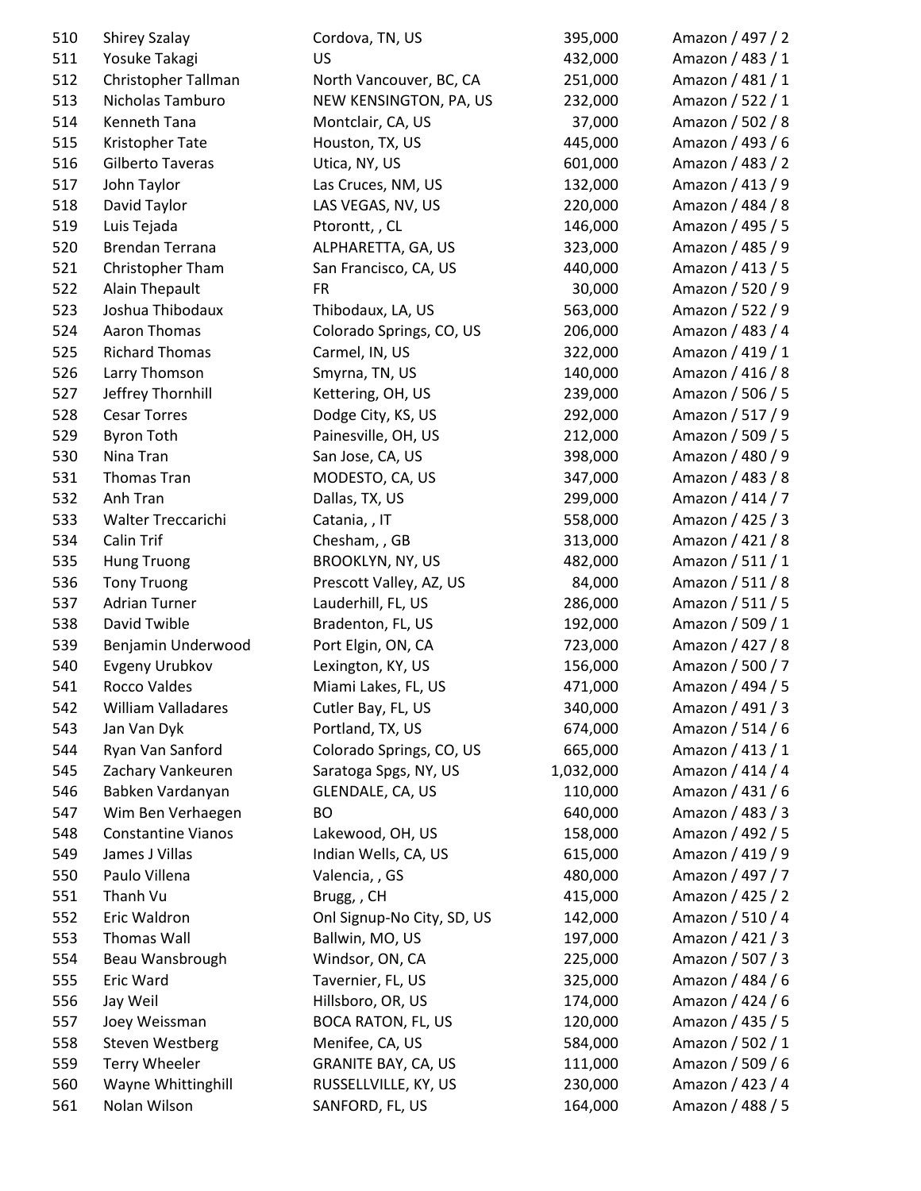| | | | | |
|---|---|---|---|---|
| 510 | Shirey Szalay | Cordova, TN, US | 395,000 | Amazon / 497 / 2 |
| 511 | Yosuke Takagi | US | 432,000 | Amazon / 483 / 1 |
| 512 | Christopher Tallman | North Vancouver, BC, CA | 251,000 | Amazon / 481 / 1 |
| 513 | Nicholas Tamburo | NEW KENSINGTON, PA, US | 232,000 | Amazon / 522 / 1 |
| 514 | Kenneth Tana | Montclair, CA, US | 37,000 | Amazon / 502 / 8 |
| 515 | Kristopher Tate | Houston, TX, US | 445,000 | Amazon / 493 / 6 |
| 516 | Gilberto Taveras | Utica, NY, US | 601,000 | Amazon / 483 / 2 |
| 517 | John Taylor | Las Cruces, NM, US | 132,000 | Amazon / 413 / 9 |
| 518 | David Taylor | LAS VEGAS, NV, US | 220,000 | Amazon / 484 / 8 |
| 519 | Luis Tejada | Ptorontt, , CL | 146,000 | Amazon / 495 / 5 |
| 520 | Brendan Terrana | ALPHARETTA, GA, US | 323,000 | Amazon / 485 / 9 |
| 521 | Christopher Tham | San Francisco, CA, US | 440,000 | Amazon / 413 / 5 |
| 522 | Alain Thepault | FR | 30,000 | Amazon / 520 / 9 |
| 523 | Joshua Thibodaux | Thibodaux, LA, US | 563,000 | Amazon / 522 / 9 |
| 524 | Aaron Thomas | Colorado Springs, CO, US | 206,000 | Amazon / 483 / 4 |
| 525 | Richard Thomas | Carmel, IN, US | 322,000 | Amazon / 419 / 1 |
| 526 | Larry Thomson | Smyrna, TN, US | 140,000 | Amazon / 416 / 8 |
| 527 | Jeffrey Thornhill | Kettering, OH, US | 239,000 | Amazon / 506 / 5 |
| 528 | Cesar Torres | Dodge City, KS, US | 292,000 | Amazon / 517 / 9 |
| 529 | Byron Toth | Painesville, OH, US | 212,000 | Amazon / 509 / 5 |
| 530 | Nina Tran | San Jose, CA, US | 398,000 | Amazon / 480 / 9 |
| 531 | Thomas Tran | MODESTO, CA, US | 347,000 | Amazon / 483 / 8 |
| 532 | Anh Tran | Dallas, TX, US | 299,000 | Amazon / 414 / 7 |
| 533 | Walter Treccarichi | Catania, , IT | 558,000 | Amazon / 425 / 3 |
| 534 | Calin Trif | Chesham, , GB | 313,000 | Amazon / 421 / 8 |
| 535 | Hung Truong | BROOKLYN, NY, US | 482,000 | Amazon / 511 / 1 |
| 536 | Tony Truong | Prescott Valley, AZ, US | 84,000 | Amazon / 511 / 8 |
| 537 | Adrian Turner | Lauderhill, FL, US | 286,000 | Amazon / 511 / 5 |
| 538 | David Twible | Bradenton, FL, US | 192,000 | Amazon / 509 / 1 |
| 539 | Benjamin Underwood | Port Elgin, ON, CA | 723,000 | Amazon / 427 / 8 |
| 540 | Evgeny Urubkov | Lexington, KY, US | 156,000 | Amazon / 500 / 7 |
| 541 | Rocco Valdes | Miami Lakes, FL, US | 471,000 | Amazon / 494 / 5 |
| 542 | William Valladares | Cutler Bay, FL, US | 340,000 | Amazon / 491 / 3 |
| 543 | Jan Van Dyk | Portland, TX, US | 674,000 | Amazon / 514 / 6 |
| 544 | Ryan Van Sanford | Colorado Springs, CO, US | 665,000 | Amazon / 413 / 1 |
| 545 | Zachary Vankeuren | Saratoga Spgs, NY, US | 1,032,000 | Amazon / 414 / 4 |
| 546 | Babken Vardanyan | GLENDALE, CA, US | 110,000 | Amazon / 431 / 6 |
| 547 | Wim Ben Verhaegen | BO | 640,000 | Amazon / 483 / 3 |
| 548 | Constantine Vianos | Lakewood, OH, US | 158,000 | Amazon / 492 / 5 |
| 549 | James J Villas | Indian Wells, CA, US | 615,000 | Amazon / 419 / 9 |
| 550 | Paulo Villena | Valencia, , GS | 480,000 | Amazon / 497 / 7 |
| 551 | Thanh Vu | Brugg, , CH | 415,000 | Amazon / 425 / 2 |
| 552 | Eric Waldron | Onl Signup-No City, SD, US | 142,000 | Amazon / 510 / 4 |
| 553 | Thomas Wall | Ballwin, MO, US | 197,000 | Amazon / 421 / 3 |
| 554 | Beau Wansbrough | Windsor, ON, CA | 225,000 | Amazon / 507 / 3 |
| 555 | Eric Ward | Tavernier, FL, US | 325,000 | Amazon / 484 / 6 |
| 556 | Jay Weil | Hillsboro, OR, US | 174,000 | Amazon / 424 / 6 |
| 557 | Joey Weissman | BOCA RATON, FL, US | 120,000 | Amazon / 435 / 5 |
| 558 | Steven Westberg | Menifee, CA, US | 584,000 | Amazon / 502 / 1 |
| 559 | Terry Wheeler | GRANITE BAY, CA, US | 111,000 | Amazon / 509 / 6 |
| 560 | Wayne Whittinghill | RUSSELLVILLE, KY, US | 230,000 | Amazon / 423 / 4 |
| 561 | Nolan Wilson | SANFORD, FL, US | 164,000 | Amazon / 488 / 5 |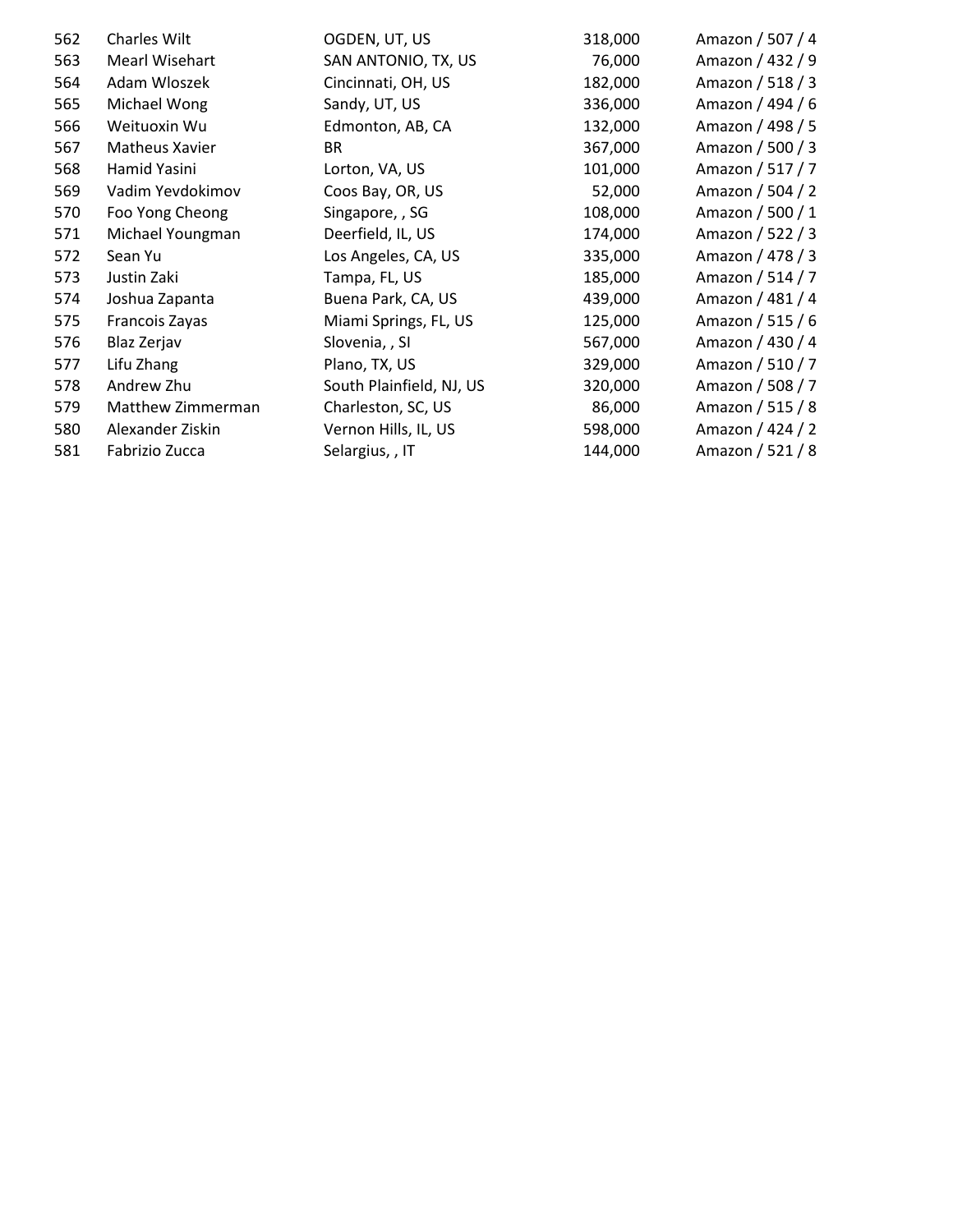| | | | | |
|---|---|---|---|---|
| 562 | Charles Wilt | OGDEN, UT, US | 318,000 | Amazon / 507 / 4 |
| 563 | Mearl Wisehart | SAN ANTONIO, TX, US | 76,000 | Amazon / 432 / 9 |
| 564 | Adam Wloszek | Cincinnati, OH, US | 182,000 | Amazon / 518 / 3 |
| 565 | Michael Wong | Sandy, UT, US | 336,000 | Amazon / 494 / 6 |
| 566 | Weituoxin Wu | Edmonton, AB, CA | 132,000 | Amazon / 498 / 5 |
| 567 | Matheus Xavier | BR | 367,000 | Amazon / 500 / 3 |
| 568 | Hamid Yasini | Lorton, VA, US | 101,000 | Amazon / 517 / 7 |
| 569 | Vadim Yevdokimov | Coos Bay, OR, US | 52,000 | Amazon / 504 / 2 |
| 570 | Foo Yong Cheong | Singapore, , SG | 108,000 | Amazon / 500 / 1 |
| 571 | Michael Youngman | Deerfield, IL, US | 174,000 | Amazon / 522 / 3 |
| 572 | Sean Yu | Los Angeles, CA, US | 335,000 | Amazon / 478 / 3 |
| 573 | Justin Zaki | Tampa, FL, US | 185,000 | Amazon / 514 / 7 |
| 574 | Joshua Zapanta | Buena Park, CA, US | 439,000 | Amazon / 481 / 4 |
| 575 | Francois Zayas | Miami Springs, FL, US | 125,000 | Amazon / 515 / 6 |
| 576 | Blaz Zerjav | Slovenia, , SI | 567,000 | Amazon / 430 / 4 |
| 577 | Lifu Zhang | Plano, TX, US | 329,000 | Amazon / 510 / 7 |
| 578 | Andrew Zhu | South Plainfield, NJ, US | 320,000 | Amazon / 508 / 7 |
| 579 | Matthew Zimmerman | Charleston, SC, US | 86,000 | Amazon / 515 / 8 |
| 580 | Alexander Ziskin | Vernon Hills, IL, US | 598,000 | Amazon / 424 / 2 |
| 581 | Fabrizio Zucca | Selargius, , IT | 144,000 | Amazon / 521 / 8 |